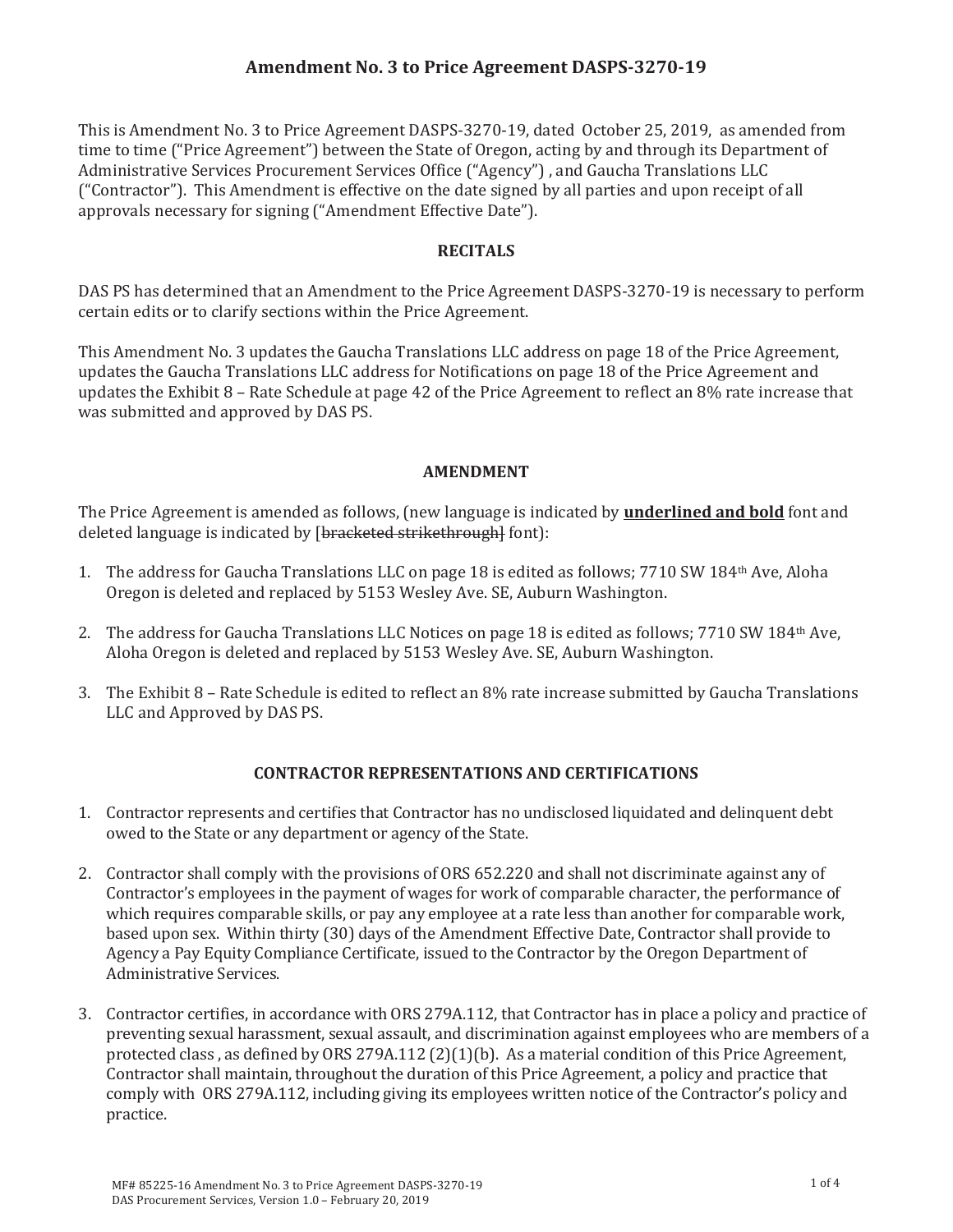# Amendment No. 3 to Price Agreement DASPS-3270-19

This is Amendment No. 3 to Price Agreement DASPS-3270-19, dated October 25, 2019, as amended from time to time ("Price Agreement") between the State of Oregon, acting by and through its Department of Administrative Services Procurement Services Office ("Agency") , and Gaucha Translations LLC ("Contractor"). This Amendment is effective on the date signed by all parties and upon receipt of all approvals necessary for signing ("Amendment Effective Date").

## RECITALS

DAS PS has determined that an Amendment to the Price Agreement DASPS-3270-19 is necessary to perform certain edits or to clarify sections within the Price Agreement.

This Amendment No. 3 updates the Gaucha Translations LLC address on page 18 of the Price Agreement, updates the Gaucha Translations LLC address for Notifications on page 18 of the Price Agreement and updates the Exhibit 8 – Rate Schedule at page 42 of the Price Agreement to reflect an 8% rate increase that was submitted and approved by DAS PS.

## AMENDMENT

The Price Agreement is amended as follows, (new language is indicated by <u>**underlined and bold**</u> font and deleted language is indicated by [~~bracketed strikethrough~~] font):

1. The address for Gaucha Translations LLC on page 18 is edited as follows; 7710 SW 184th Ave, Aloha Oregon is deleted and replaced by 5153 Wesley Ave. SE, Auburn Washington.

2. The address for Gaucha Translations LLC Notices on page 18 is edited as follows; 7710 SW 184th Ave, Aloha Oregon is deleted and replaced by 5153 Wesley Ave. SE, Auburn Washington.

3. The Exhibit 8 – Rate Schedule is edited to reflect an 8% rate increase submitted by Gaucha Translations LLC and Approved by DAS PS.

## CONTRACTOR REPRESENTATIONS AND CERTIFICATIONS

1. Contractor represents and certifies that Contractor has no undisclosed liquidated and delinquent debt owed to the State or any department or agency of the State.

2. Contractor shall comply with the provisions of ORS 652.220 and shall not discriminate against any of Contractor's employees in the payment of wages for work of comparable character, the performance of which requires comparable skills, or pay any employee at a rate less than another for comparable work, based upon sex. Within thirty (30) days of the Amendment Effective Date, Contractor shall provide to Agency a Pay Equity Compliance Certificate, issued to the Contractor by the Oregon Department of Administrative Services.

3. Contractor certifies, in accordance with ORS 279A.112, that Contractor has in place a policy and practice of preventing sexual harassment, sexual assault, and discrimination against employees who are members of a protected class , as defined by ORS 279A.112 (2)(1)(b). As a material condition of this Price Agreement, Contractor shall maintain, throughout the duration of this Price Agreement, a policy and practice that comply with ORS 279A.112, including giving its employees written notice of the Contractor's policy and practice.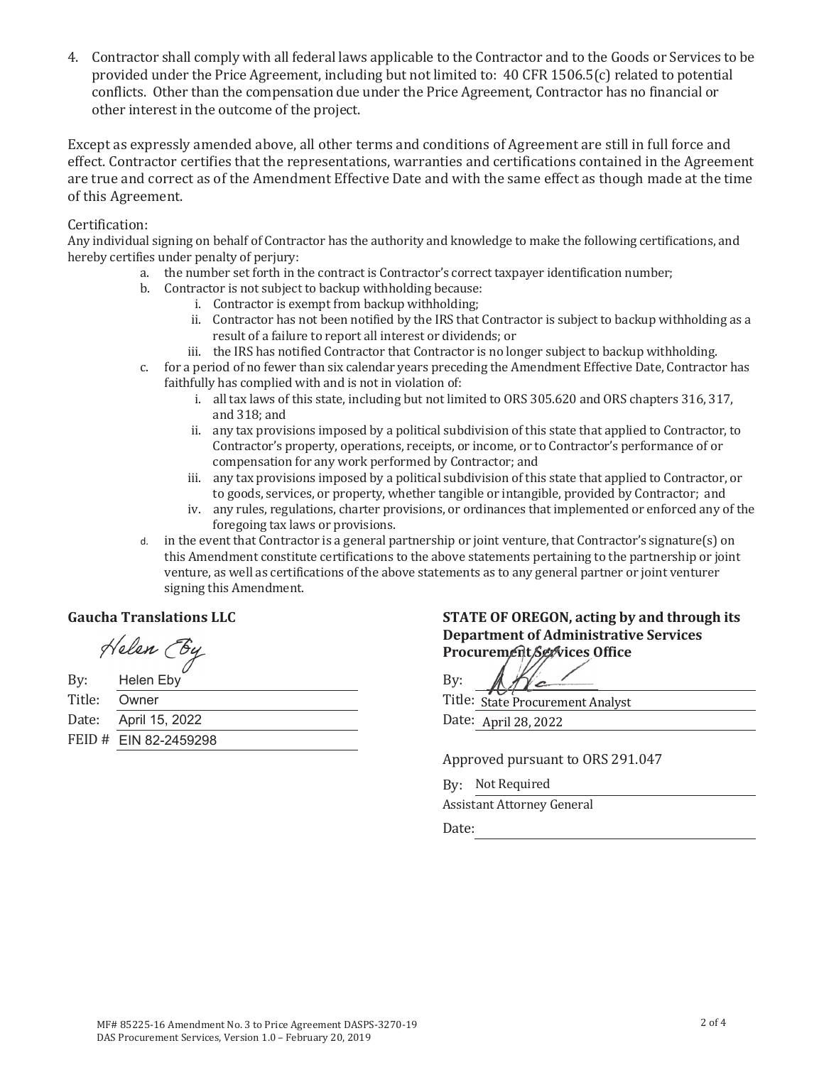4. Contractor shall comply with all federal laws applicable to the Contractor and to the Goods or Services to be provided under the Price Agreement, including but not limited to: 40 CFR 1506.5(c) related to potential conflicts. Other than the compensation due under the Price Agreement, Contractor has no financial or other interest in the outcome of the project.

Except as expressly amended above, all other terms and conditions of Agreement are still in full force and effect. Contractor certifies that the representations, warranties and certifications contained in the Agreement are true and correct as of the Amendment Effective Date and with the same effect as though made at the time of this Agreement.

Certification:

Any individual signing on behalf of Contractor has the authority and knowledge to make the following certifications, and hereby certifies under penalty of perjury:

a. the number set forth in the contract is Contractor's correct taxpayer identification number;
b. Contractor is not subject to backup withholding because:
   i. Contractor is exempt from backup withholding;
   ii. Contractor has not been notified by the IRS that Contractor is subject to backup withholding as a result of a failure to report all interest or dividends; or
   iii. the IRS has notified Contractor that Contractor is no longer subject to backup withholding.
c. for a period of no fewer than six calendar years preceding the Amendment Effective Date, Contractor has faithfully has complied with and is not in violation of:
   i. all tax laws of this state, including but not limited to ORS 305.620 and ORS chapters 316, 317, and 318; and
   ii. any tax provisions imposed by a political subdivision of this state that applied to Contractor, to Contractor's property, operations, receipts, or income, or to Contractor's performance of or compensation for any work performed by Contractor; and
   iii. any tax provisions imposed by a political subdivision of this state that applied to Contractor, or to goods, services, or property, whether tangible or intangible, provided by Contractor; and
   iv. any rules, regulations, charter provisions, or ordinances that implemented or enforced any of the foregoing tax laws or provisions.
d. in the event that Contractor is a general partnership or joint venture, that Contractor's signature(s) on this Amendment constitute certifications to the above statements pertaining to the partnership or joint venture, as well as certifications of the above statements as to any general partner or joint venturer signing this Amendment.

**Gaucha Translations LLC**

Helen Eby

By: Helen Eby

Title: Owner

Date: April 15, 2022

FEID # EIN 82-2459298

**STATE OF OREGON, acting by and through its Department of Administrative Services Procurement Services Office**

By: [signature]

Title: State Procurement Analyst

Date: April 28, 2022

Approved pursuant to ORS 291.047

By: Not Required

Assistant Attorney General

Date:

MF# 85225-16 Amendment No. 3 to Price Agreement DASPS-3270-19
DAS Procurement Services, Version 1.0 – February 20, 2019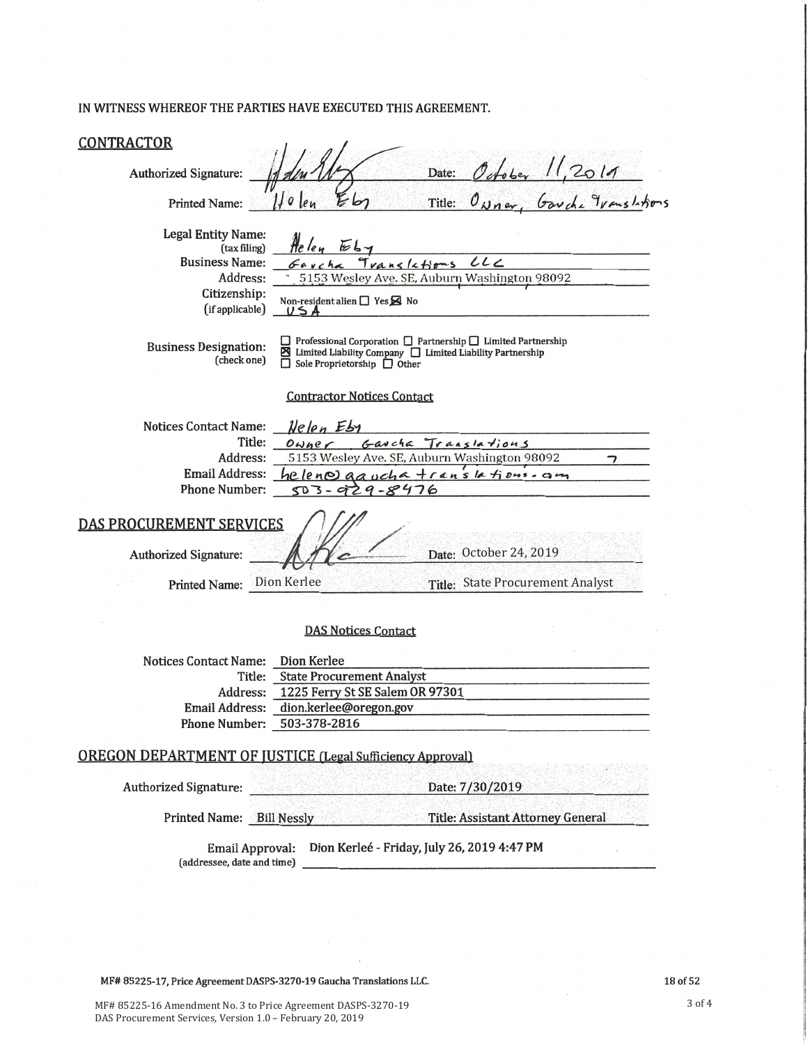IN WITNESS WHEREOF THE PARTIES HAVE EXECUTED THIS AGREEMENT.

## CONTRACTOR

Authorized Signature: _[signature]_ Date: October 11, 2019

Printed Name: Helen Eby Title: Owner, Gaucha Translations

Legal Entity Name: (tax filing) Helen Eby

Business Name: Gaucha Translations LLC

Address: 5153 Wesley Ave. SE, Auburn Washington 98092

Citizenship: (if applicable) Non-resident alien ☐ Yes ☒ No
USA

Business Designation: (check one) ☐ Professional Corporation ☐ Partnership ☐ Limited Partnership ☒ Limited Liability Company ☐ Limited Liability Partnership ☐ Sole Proprietorship ☐ Other

### Contractor Notices Contact

Notices Contact Name: Helen Eby

Title: Owner Gaucha Translations

Address: 5153 Wesley Ave. SE, Auburn Washington 98092

Email Address: helen@gauchatranslations.com

Phone Number: 503-929-8476

## DAS PROCUREMENT SERVICES

Authorized Signature: _[signature]_ Date: October 24, 2019

Printed Name: Dion Kerlee Title: State Procurement Analyst

### DAS Notices Contact

Notices Contact Name: Dion Kerlee

Title: State Procurement Analyst

Address: 1225 Ferry St SE Salem OR 97301

Email Address: dion.kerlee@oregon.gov

Phone Number: 503-378-2816

## OREGON DEPARTMENT OF JUSTICE (Legal Sufficiency Approval)

Authorized Signature: Date: 7/30/2019

Printed Name: Bill Nessly Title: Assistant Attorney General

Email Approval: (addressee, date and time) Dion Kerleé - Friday, July 26, 2019 4:47 PM

MF# 85225-17, Price Agreement DASPS-3270-19 Gaucha Translations LLC.

MF# 85225-16 Amendment No. 3 to Price Agreement DASPS-3270-19
DAS Procurement Services, Version 1.0 – February 20, 2019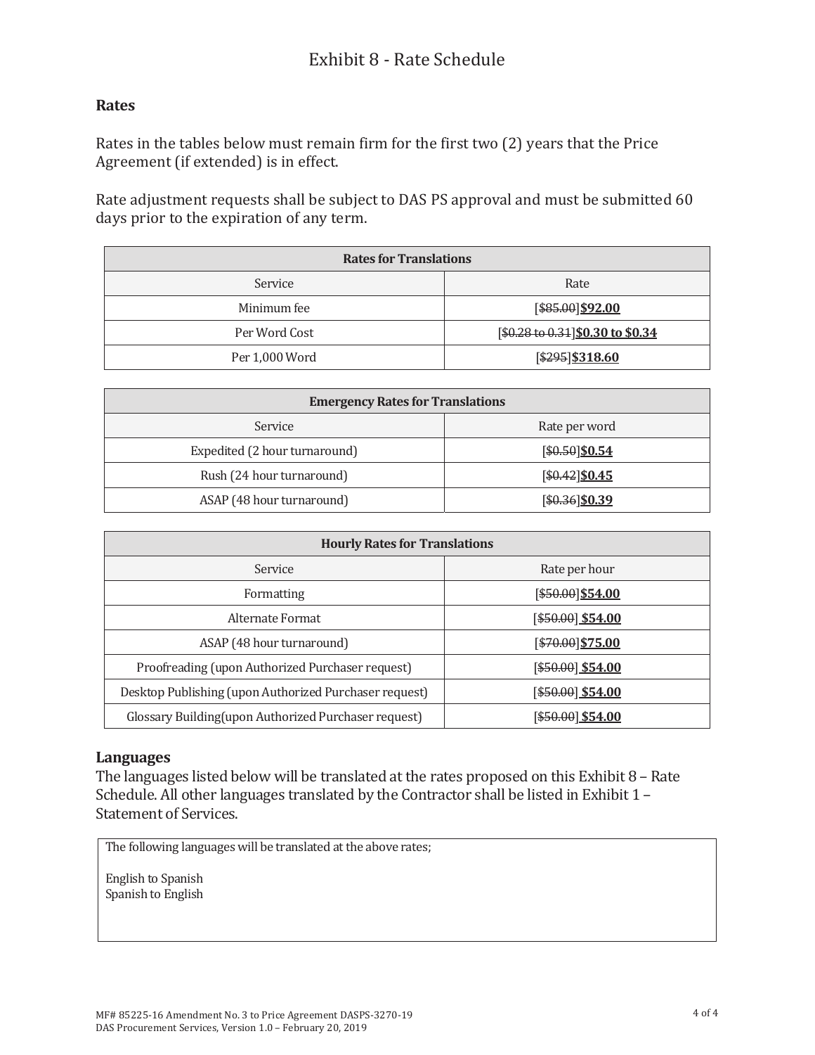# Exhibit 8 - Rate Schedule

## Rates

Rates in the tables below must remain firm for the first two (2) years that the Price Agreement (if extended) is in effect.

Rate adjustment requests shall be subject to DAS PS approval and must be submitted 60 days prior to the expiration of any term.

| Rates for Translations | |
|---|---|
| Service | Rate |
| Minimum fee | [~~$85.00~~]**$92.00** |
| Per Word Cost | [~~$0.28 to 0.31~~]**$0.30 to $0.34** |
| Per 1,000 Word | [~~$295~~]**$318.60** |

| Emergency Rates for Translations | |
|---|---|
| Service | Rate per word |
| Expedited (2 hour turnaround) | [~~$0.50~~]**$0.54** |
| Rush (24 hour turnaround) | [~~$0.42~~]**$0.45** |
| ASAP (48 hour turnaround) | [~~$0.36~~]**$0.39** |

| Hourly Rates for Translations | |
|---|---|
| Service | Rate per hour |
| Formatting | [~~$50.00~~]**$54.00** |
| Alternate Format | [~~$50.00~~] **$54.00** |
| ASAP (48 hour turnaround) | [~~$70.00~~]**$75.00** |
| Proofreading (upon Authorized Purchaser request) | [~~$50.00~~] **$54.00** |
| Desktop Publishing (upon Authorized Purchaser request) | [~~$50.00~~] **$54.00** |
| Glossary Building(upon Authorized Purchaser request) | [~~$50.00~~] **$54.00** |

## Languages

The languages listed below will be translated at the rates proposed on this Exhibit 8 – Rate Schedule. All other languages translated by the Contractor shall be listed in Exhibit 1 – Statement of Services.

The following languages will be translated at the above rates;

English to Spanish
Spanish to English

MF# 85225-16 Amendment No. 3 to Price Agreement DASPS-3270-19
DAS Procurement Services, Version 1.0 – February 20, 2019